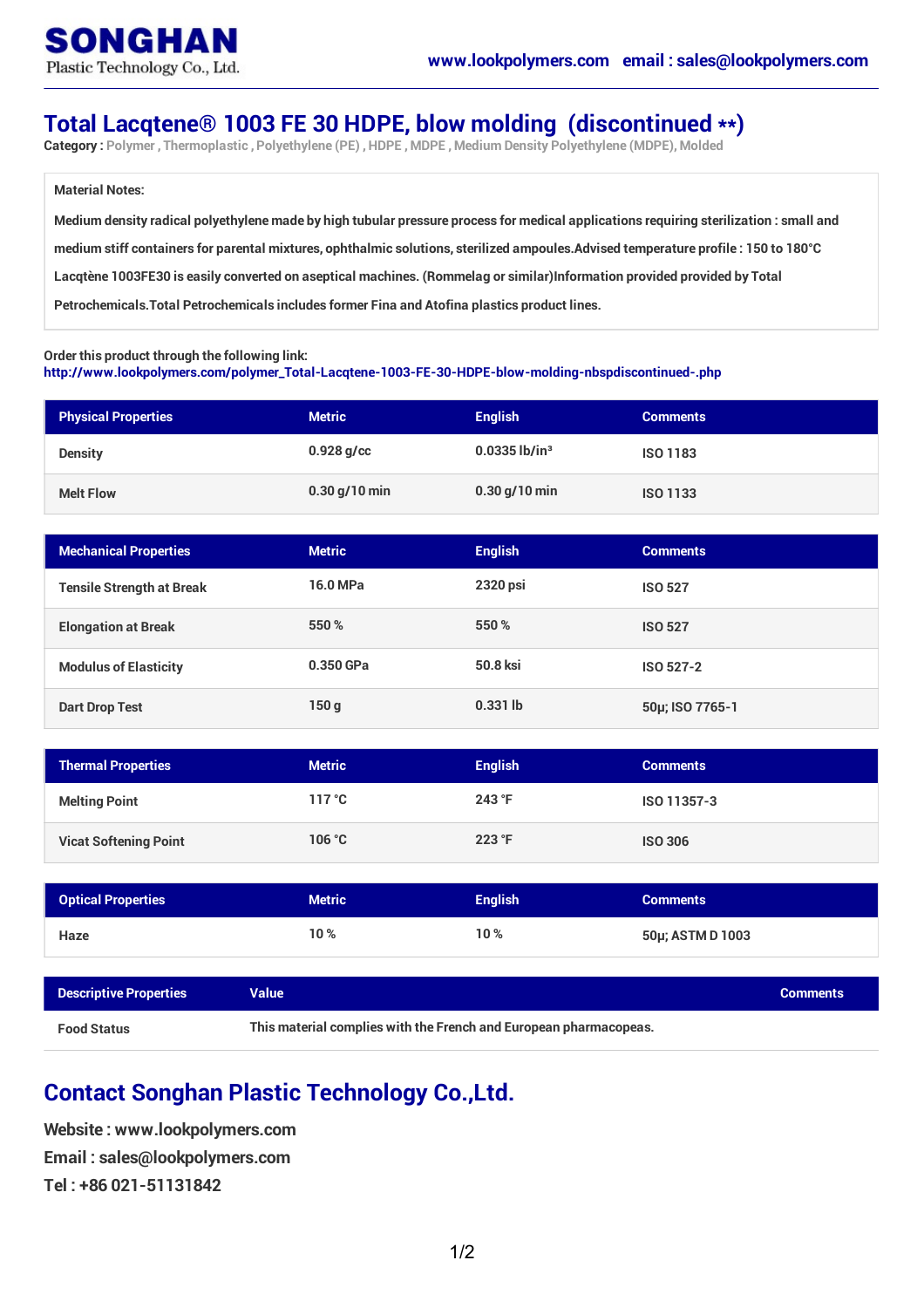SONGHAN
Plastic Technology Co., Ltd.

www.lookpolymers.com email : sales@lookpolymers.com

# Total Lacqtene® 1003 FE 30 HDPE, blow molding (discontinued **)

**Category :** Polymer , Thermoplastic , Polyethylene (PE) , HDPE , MDPE , Medium Density Polyethylene (MDPE), Molded

**Material Notes:**

Medium density radical polyethylene made by high tubular pressure process for medical applications requiring sterilization : small and medium stiff containers for parental mixtures, ophthalmic solutions, sterilized ampoules.Advised temperature profile : 150 to 180°C Lacqtène 1003FE30 is easily converted on aseptical machines. (Rommelag or similar)Information provided provided by Total Petrochemicals.Total Petrochemicals includes former Fina and Atofina plastics product lines.

Order this product through the following link:
http://www.lookpolymers.com/polymer_Total-Lacqtene-1003-FE-30-HDPE-blow-molding-nbspdiscontinued-.php

| Physical Properties | Metric | English | Comments |
|---|---|---|---|
| Density | 0.928 g/cc | 0.0335 lb/in³ | ISO 1183 |
| Melt Flow | 0.30 g/10 min | 0.30 g/10 min | ISO 1133 |

| Mechanical Properties | Metric | English | Comments |
|---|---|---|---|
| Tensile Strength at Break | 16.0 MPa | 2320 psi | ISO 527 |
| Elongation at Break | 550 % | 550 % | ISO 527 |
| Modulus of Elasticity | 0.350 GPa | 50.8 ksi | ISO 527-2 |
| Dart Drop Test | 150 g | 0.331 lb | 50µ; ISO 7765-1 |

| Thermal Properties | Metric | English | Comments |
|---|---|---|---|
| Melting Point | 117 °C | 243 °F | ISO 11357-3 |
| Vicat Softening Point | 106 °C | 223 °F | ISO 306 |

| Optical Properties | Metric | English | Comments |
|---|---|---|---|
| Haze | 10 % | 10 % | 50µ; ASTM D 1003 |

| Descriptive Properties | Value | Comments |
|---|---|---|
| Food Status | This material complies with the French and European pharmacopeas. | |

## Contact Songhan Plastic Technology Co.,Ltd.

**Website :** www.lookpolymers.com
**Email :** sales@lookpolymers.com
**Tel :** +86 021-51131842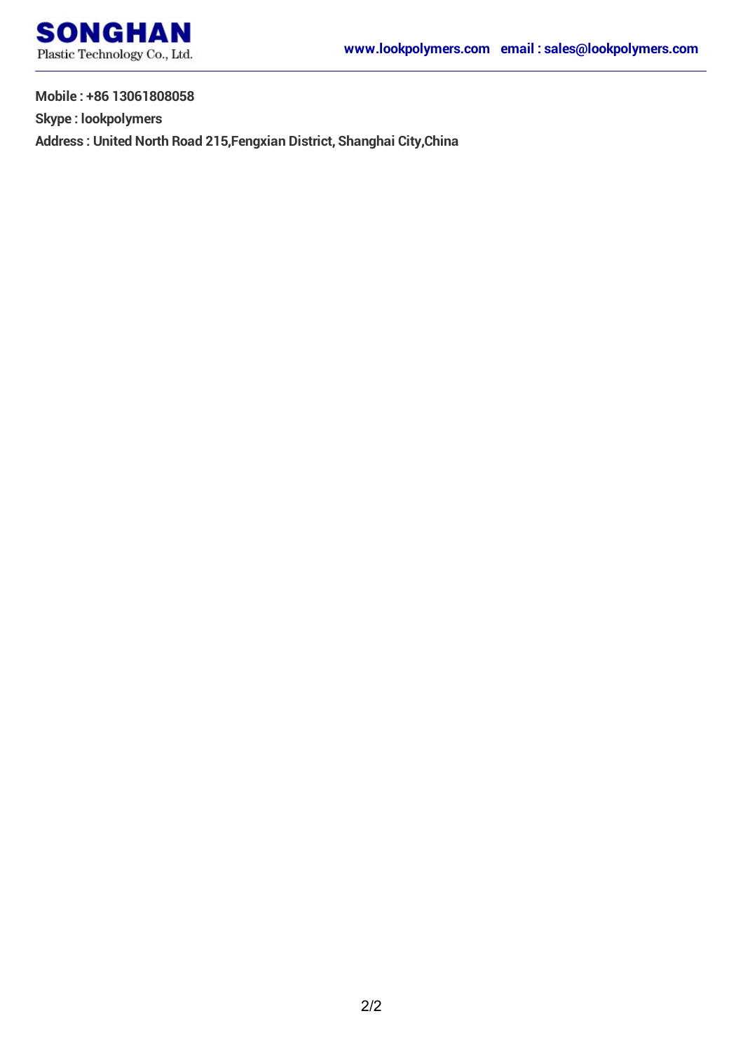**Mobile : +86 13061808058**

**Skype : lookpolymers**

**Address : United North Road 215,Fengxian District, Shanghai City,China**